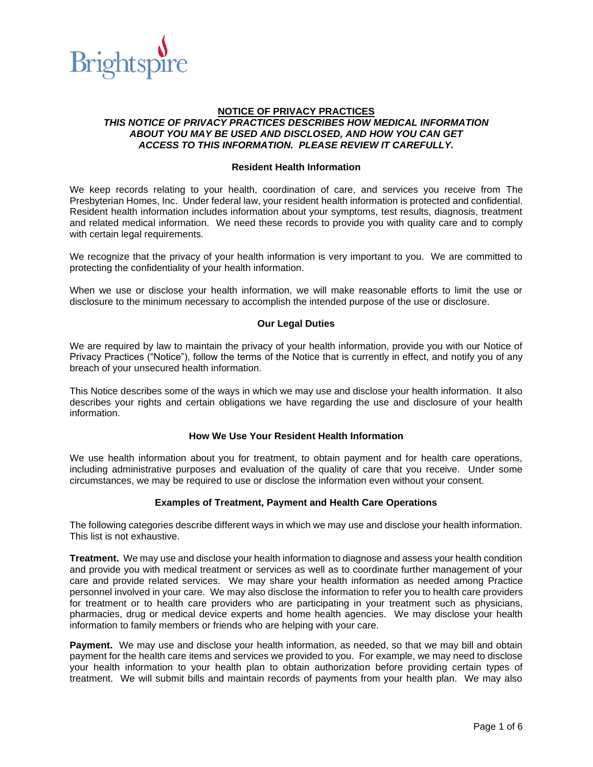Brightspire

# NOTICE OF PRIVACY PRACTICES

***THIS NOTICE OF PRIVACY PRACTICES DESCRIBES HOW MEDICAL INFORMATION ABOUT YOU MAY BE USED AND DISCLOSED, AND HOW YOU CAN GET ACCESS TO THIS INFORMATION. PLEASE REVIEW IT CAREFULLY.***

## Resident Health Information

We keep records relating to your health, coordination of care, and services you receive from The Presbyterian Homes, Inc. Under federal law, your resident health information is protected and confidential. Resident health information includes information about your symptoms, test results, diagnosis, treatment and related medical information. We need these records to provide you with quality care and to comply with certain legal requirements.

We recognize that the privacy of your health information is very important to you. We are committed to protecting the confidentiality of your health information.

When we use or disclose your health information, we will make reasonable efforts to limit the use or disclosure to the minimum necessary to accomplish the intended purpose of the use or disclosure.

## Our Legal Duties

We are required by law to maintain the privacy of your health information, provide you with our Notice of Privacy Practices ("Notice"), follow the terms of the Notice that is currently in effect, and notify you of any breach of your unsecured health information.

This Notice describes some of the ways in which we may use and disclose your health information. It also describes your rights and certain obligations we have regarding the use and disclosure of your health information.

## How We Use Your Resident Health Information

We use health information about you for treatment, to obtain payment and for health care operations, including administrative purposes and evaluation of the quality of care that you receive. Under some circumstances, we may be required to use or disclose the information even without your consent.

## Examples of Treatment, Payment and Health Care Operations

The following categories describe different ways in which we may use and disclose your health information. This list is not exhaustive.

**Treatment.** We may use and disclose your health information to diagnose and assess your health condition and provide you with medical treatment or services as well as to coordinate further management of your care and provide related services. We may share your health information as needed among Practice personnel involved in your care. We may also disclose the information to refer you to health care providers for treatment or to health care providers who are participating in your treatment such as physicians, pharmacies, drug or medical device experts and home health agencies. We may disclose your health information to family members or friends who are helping with your care.

**Payment.** We may use and disclose your health information, as needed, so that we may bill and obtain payment for the health care items and services we provided to you. For example, we may need to disclose your health information to your health plan to obtain authorization before providing certain types of treatment. We will submit bills and maintain records of payments from your health plan. We may also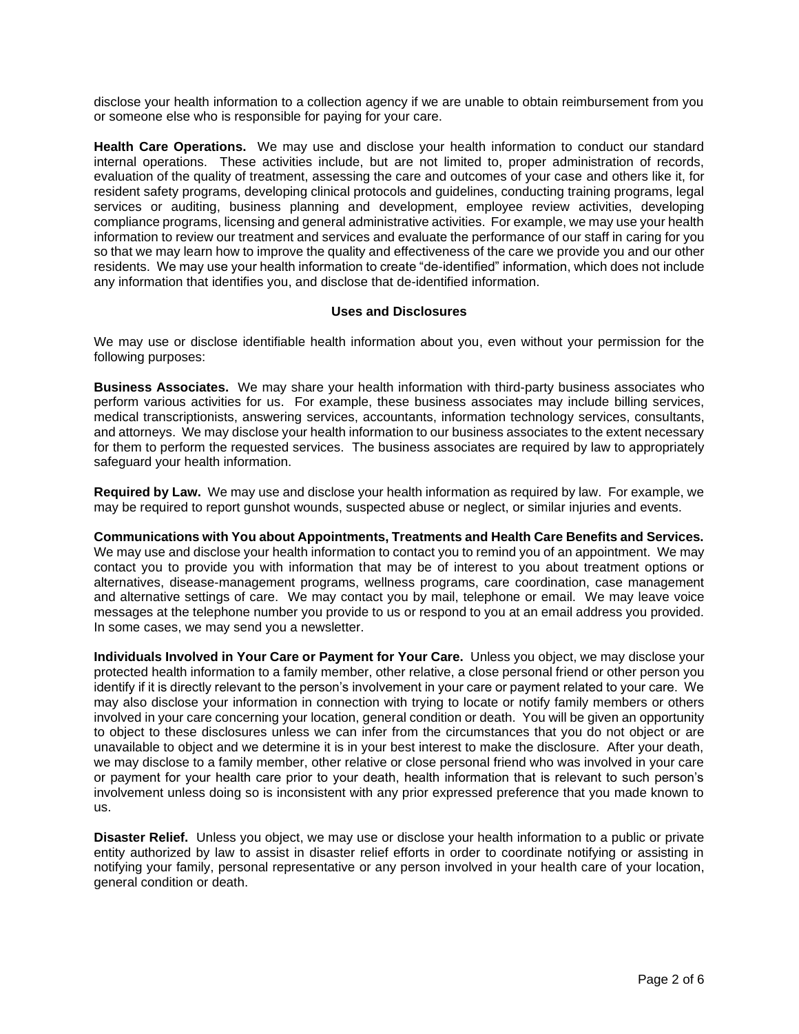disclose your health information to a collection agency if we are unable to obtain reimbursement from you or someone else who is responsible for paying for your care.

**Health Care Operations.** We may use and disclose your health information to conduct our standard internal operations. These activities include, but are not limited to, proper administration of records, evaluation of the quality of treatment, assessing the care and outcomes of your case and others like it, for resident safety programs, developing clinical protocols and guidelines, conducting training programs, legal services or auditing, business planning and development, employee review activities, developing compliance programs, licensing and general administrative activities. For example, we may use your health information to review our treatment and services and evaluate the performance of our staff in caring for you so that we may learn how to improve the quality and effectiveness of the care we provide you and our other residents. We may use your health information to create "de-identified" information, which does not include any information that identifies you, and disclose that de-identified information.

## Uses and Disclosures

We may use or disclose identifiable health information about you, even without your permission for the following purposes:

**Business Associates.** We may share your health information with third-party business associates who perform various activities for us. For example, these business associates may include billing services, medical transcriptionists, answering services, accountants, information technology services, consultants, and attorneys. We may disclose your health information to our business associates to the extent necessary for them to perform the requested services. The business associates are required by law to appropriately safeguard your health information.

**Required by Law.** We may use and disclose your health information as required by law. For example, we may be required to report gunshot wounds, suspected abuse or neglect, or similar injuries and events.

**Communications with You about Appointments, Treatments and Health Care Benefits and Services.** We may use and disclose your health information to contact you to remind you of an appointment. We may contact you to provide you with information that may be of interest to you about treatment options or alternatives, disease-management programs, wellness programs, care coordination, case management and alternative settings of care. We may contact you by mail, telephone or email. We may leave voice messages at the telephone number you provide to us or respond to you at an email address you provided. In some cases, we may send you a newsletter.

**Individuals Involved in Your Care or Payment for Your Care.** Unless you object, we may disclose your protected health information to a family member, other relative, a close personal friend or other person you identify if it is directly relevant to the person's involvement in your care or payment related to your care. We may also disclose your information in connection with trying to locate or notify family members or others involved in your care concerning your location, general condition or death. You will be given an opportunity to object to these disclosures unless we can infer from the circumstances that you do not object or are unavailable to object and we determine it is in your best interest to make the disclosure. After your death, we may disclose to a family member, other relative or close personal friend who was involved in your care or payment for your health care prior to your death, health information that is relevant to such person's involvement unless doing so is inconsistent with any prior expressed preference that you made known to us.

**Disaster Relief.** Unless you object, we may use or disclose your health information to a public or private entity authorized by law to assist in disaster relief efforts in order to coordinate notifying or assisting in notifying your family, personal representative or any person involved in your health care of your location, general condition or death.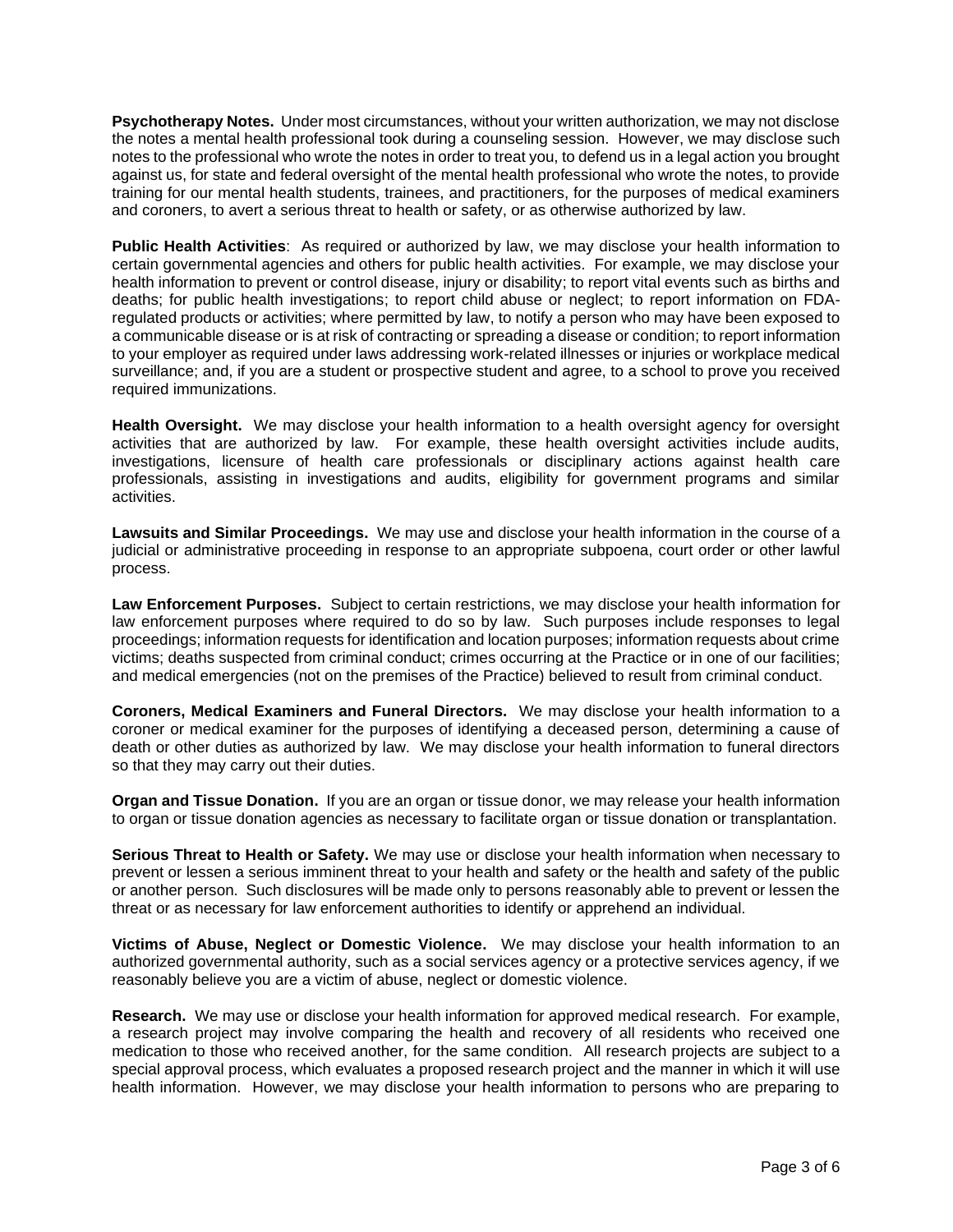**Psychotherapy Notes.** Under most circumstances, without your written authorization, we may not disclose the notes a mental health professional took during a counseling session. However, we may disclose such notes to the professional who wrote the notes in order to treat you, to defend us in a legal action you brought against us, for state and federal oversight of the mental health professional who wrote the notes, to provide training for our mental health students, trainees, and practitioners, for the purposes of medical examiners and coroners, to avert a serious threat to health or safety, or as otherwise authorized by law.

**Public Health Activities**: As required or authorized by law, we may disclose your health information to certain governmental agencies and others for public health activities. For example, we may disclose your health information to prevent or control disease, injury or disability; to report vital events such as births and deaths; for public health investigations; to report child abuse or neglect; to report information on FDA-regulated products or activities; where permitted by law, to notify a person who may have been exposed to a communicable disease or is at risk of contracting or spreading a disease or condition; to report information to your employer as required under laws addressing work-related illnesses or injuries or workplace medical surveillance; and, if you are a student or prospective student and agree, to a school to prove you received required immunizations.

**Health Oversight.** We may disclose your health information to a health oversight agency for oversight activities that are authorized by law. For example, these health oversight activities include audits, investigations, licensure of health care professionals or disciplinary actions against health care professionals, assisting in investigations and audits, eligibility for government programs and similar activities.

**Lawsuits and Similar Proceedings.** We may use and disclose your health information in the course of a judicial or administrative proceeding in response to an appropriate subpoena, court order or other lawful process.

**Law Enforcement Purposes.** Subject to certain restrictions, we may disclose your health information for law enforcement purposes where required to do so by law. Such purposes include responses to legal proceedings; information requests for identification and location purposes; information requests about crime victims; deaths suspected from criminal conduct; crimes occurring at the Practice or in one of our facilities; and medical emergencies (not on the premises of the Practice) believed to result from criminal conduct.

**Coroners, Medical Examiners and Funeral Directors.** We may disclose your health information to a coroner or medical examiner for the purposes of identifying a deceased person, determining a cause of death or other duties as authorized by law. We may disclose your health information to funeral directors so that they may carry out their duties.

**Organ and Tissue Donation.** If you are an organ or tissue donor, we may release your health information to organ or tissue donation agencies as necessary to facilitate organ or tissue donation or transplantation.

**Serious Threat to Health or Safety.** We may use or disclose your health information when necessary to prevent or lessen a serious imminent threat to your health and safety or the health and safety of the public or another person. Such disclosures will be made only to persons reasonably able to prevent or lessen the threat or as necessary for law enforcement authorities to identify or apprehend an individual.

**Victims of Abuse, Neglect or Domestic Violence.** We may disclose your health information to an authorized governmental authority, such as a social services agency or a protective services agency, if we reasonably believe you are a victim of abuse, neglect or domestic violence.

**Research.** We may use or disclose your health information for approved medical research. For example, a research project may involve comparing the health and recovery of all residents who received one medication to those who received another, for the same condition. All research projects are subject to a special approval process, which evaluates a proposed research project and the manner in which it will use health information. However, we may disclose your health information to persons who are preparing to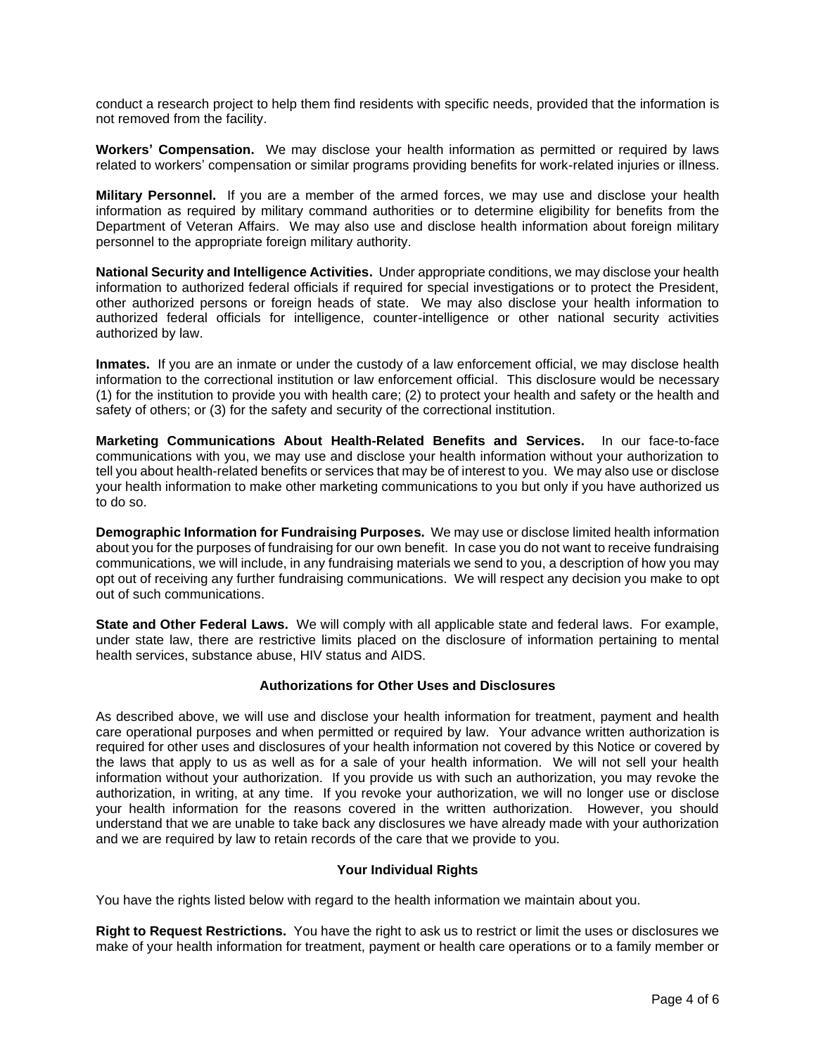conduct a research project to help them find residents with specific needs, provided that the information is not removed from the facility.

**Workers' Compensation.** We may disclose your health information as permitted or required by laws related to workers' compensation or similar programs providing benefits for work-related injuries or illness.

**Military Personnel.** If you are a member of the armed forces, we may use and disclose your health information as required by military command authorities or to determine eligibility for benefits from the Department of Veteran Affairs. We may also use and disclose health information about foreign military personnel to the appropriate foreign military authority.

**National Security and Intelligence Activities.** Under appropriate conditions, we may disclose your health information to authorized federal officials if required for special investigations or to protect the President, other authorized persons or foreign heads of state. We may also disclose your health information to authorized federal officials for intelligence, counter-intelligence or other national security activities authorized by law.

**Inmates.** If you are an inmate or under the custody of a law enforcement official, we may disclose health information to the correctional institution or law enforcement official. This disclosure would be necessary (1) for the institution to provide you with health care; (2) to protect your health and safety or the health and safety of others; or (3) for the safety and security of the correctional institution.

**Marketing Communications About Health-Related Benefits and Services.** In our face-to-face communications with you, we may use and disclose your health information without your authorization to tell you about health-related benefits or services that may be of interest to you. We may also use or disclose your health information to make other marketing communications to you but only if you have authorized us to do so.

**Demographic Information for Fundraising Purposes.** We may use or disclose limited health information about you for the purposes of fundraising for our own benefit. In case you do not want to receive fundraising communications, we will include, in any fundraising materials we send to you, a description of how you may opt out of receiving any further fundraising communications. We will respect any decision you make to opt out of such communications.

**State and Other Federal Laws.** We will comply with all applicable state and federal laws. For example, under state law, there are restrictive limits placed on the disclosure of information pertaining to mental health services, substance abuse, HIV status and AIDS.

### Authorizations for Other Uses and Disclosures

As described above, we will use and disclose your health information for treatment, payment and health care operational purposes and when permitted or required by law. Your advance written authorization is required for other uses and disclosures of your health information not covered by this Notice or covered by the laws that apply to us as well as for a sale of your health information. We will not sell your health information without your authorization. If you provide us with such an authorization, you may revoke the authorization, in writing, at any time. If you revoke your authorization, we will no longer use or disclose your health information for the reasons covered in the written authorization. However, you should understand that we are unable to take back any disclosures we have already made with your authorization and we are required by law to retain records of the care that we provide to you.

### Your Individual Rights

You have the rights listed below with regard to the health information we maintain about you.

**Right to Request Restrictions.** You have the right to ask us to restrict or limit the uses or disclosures we make of your health information for treatment, payment or health care operations or to a family member or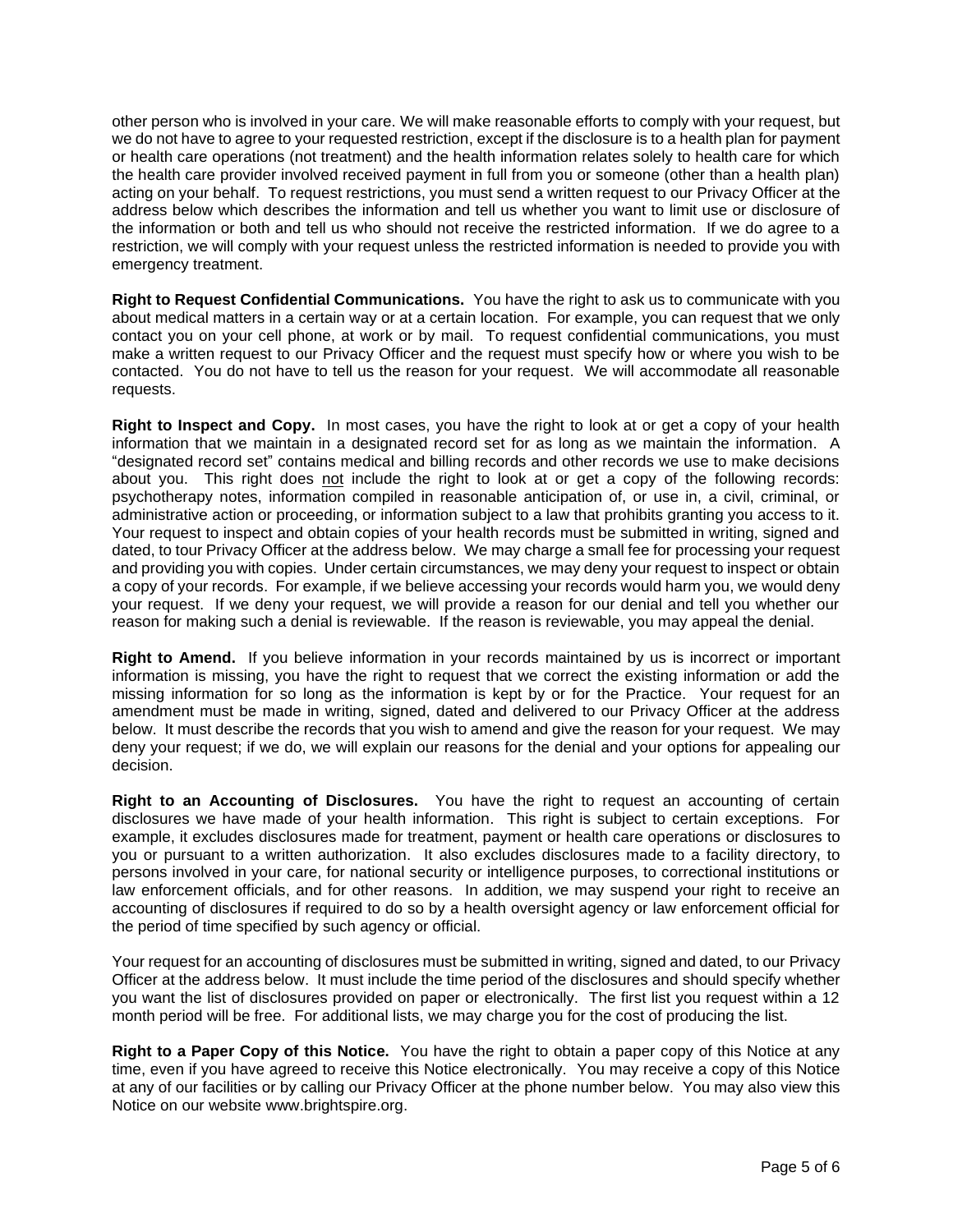other person who is involved in your care. We will make reasonable efforts to comply with your request, but we do not have to agree to your requested restriction, except if the disclosure is to a health plan for payment or health care operations (not treatment) and the health information relates solely to health care for which the health care provider involved received payment in full from you or someone (other than a health plan) acting on your behalf. To request restrictions, you must send a written request to our Privacy Officer at the address below which describes the information and tell us whether you want to limit use or disclosure of the information or both and tell us who should not receive the restricted information. If we do agree to a restriction, we will comply with your request unless the restricted information is needed to provide you with emergency treatment.

**Right to Request Confidential Communications.** You have the right to ask us to communicate with you about medical matters in a certain way or at a certain location. For example, you can request that we only contact you on your cell phone, at work or by mail. To request confidential communications, you must make a written request to our Privacy Officer and the request must specify how or where you wish to be contacted. You do not have to tell us the reason for your request. We will accommodate all reasonable requests.

**Right to Inspect and Copy.** In most cases, you have the right to look at or get a copy of your health information that we maintain in a designated record set for as long as we maintain the information. A "designated record set" contains medical and billing records and other records we use to make decisions about you. This right does <u>not</u> include the right to look at or get a copy of the following records: psychotherapy notes, information compiled in reasonable anticipation of, or use in, a civil, criminal, or administrative action or proceeding, or information subject to a law that prohibits granting you access to it. Your request to inspect and obtain copies of your health records must be submitted in writing, signed and dated, to tour Privacy Officer at the address below. We may charge a small fee for processing your request and providing you with copies. Under certain circumstances, we may deny your request to inspect or obtain a copy of your records. For example, if we believe accessing your records would harm you, we would deny your request. If we deny your request, we will provide a reason for our denial and tell you whether our reason for making such a denial is reviewable. If the reason is reviewable, you may appeal the denial.

**Right to Amend.** If you believe information in your records maintained by us is incorrect or important information is missing, you have the right to request that we correct the existing information or add the missing information for so long as the information is kept by or for the Practice. Your request for an amendment must be made in writing, signed, dated and delivered to our Privacy Officer at the address below. It must describe the records that you wish to amend and give the reason for your request. We may deny your request; if we do, we will explain our reasons for the denial and your options for appealing our decision.

**Right to an Accounting of Disclosures.** You have the right to request an accounting of certain disclosures we have made of your health information. This right is subject to certain exceptions. For example, it excludes disclosures made for treatment, payment or health care operations or disclosures to you or pursuant to a written authorization. It also excludes disclosures made to a facility directory, to persons involved in your care, for national security or intelligence purposes, to correctional institutions or law enforcement officials, and for other reasons. In addition, we may suspend your right to receive an accounting of disclosures if required to do so by a health oversight agency or law enforcement official for the period of time specified by such agency or official.

Your request for an accounting of disclosures must be submitted in writing, signed and dated, to our Privacy Officer at the address below. It must include the time period of the disclosures and should specify whether you want the list of disclosures provided on paper or electronically. The first list you request within a 12 month period will be free. For additional lists, we may charge you for the cost of producing the list.

**Right to a Paper Copy of this Notice.** You have the right to obtain a paper copy of this Notice at any time, even if you have agreed to receive this Notice electronically. You may receive a copy of this Notice at any of our facilities or by calling our Privacy Officer at the phone number below. You may also view this Notice on our website www.brightspire.org.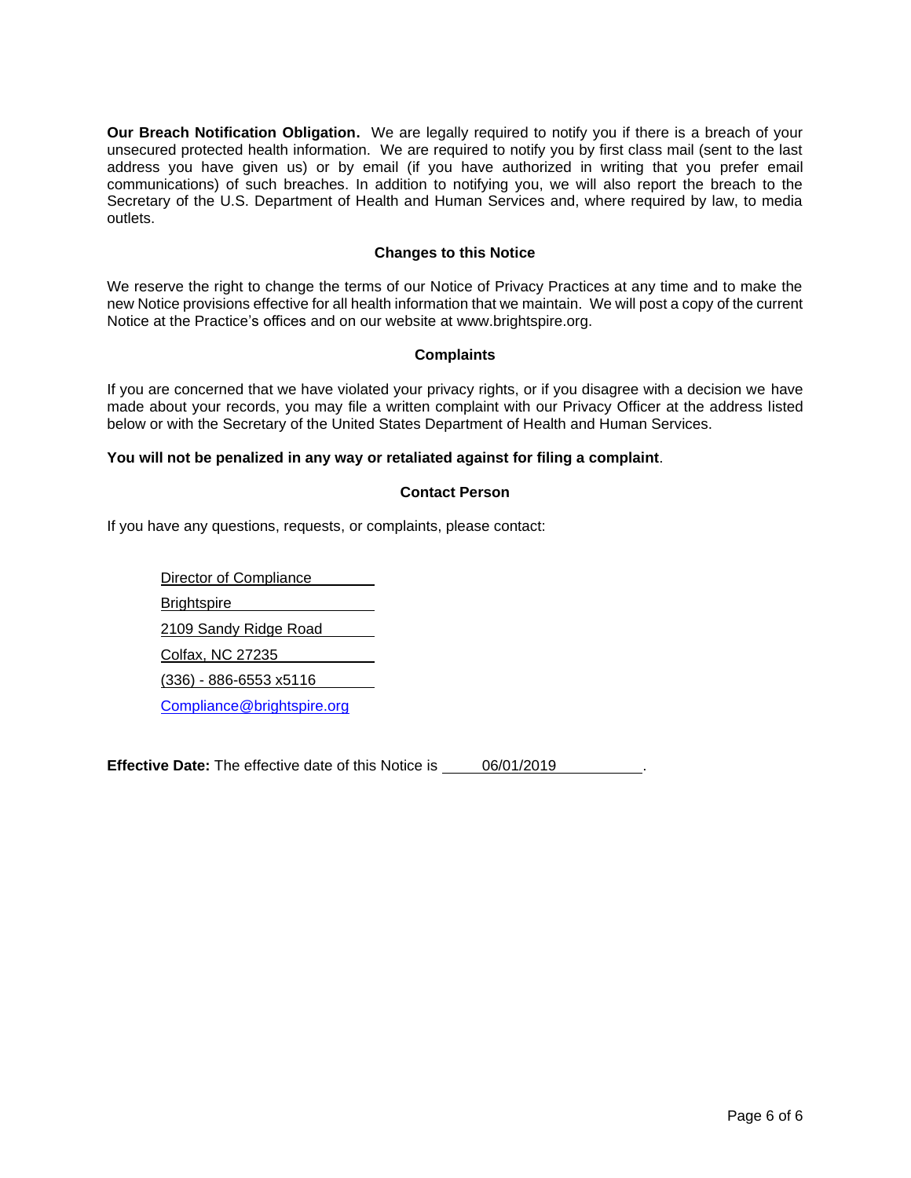**Our Breach Notification Obligation.** We are legally required to notify you if there is a breach of your unsecured protected health information. We are required to notify you by first class mail (sent to the last address you have given us) or by email (if you have authorized in writing that you prefer email communications) of such breaches. In addition to notifying you, we will also report the breach to the Secretary of the U.S. Department of Health and Human Services and, where required by law, to media outlets.

### Changes to this Notice

We reserve the right to change the terms of our Notice of Privacy Practices at any time and to make the new Notice provisions effective for all health information that we maintain. We will post a copy of the current Notice at the Practice's offices and on our website at www.brightspire.org.

### Complaints

If you are concerned that we have violated your privacy rights, or if you disagree with a decision we have made about your records, you may file a written complaint with our Privacy Officer at the address listed below or with the Secretary of the United States Department of Health and Human Services.

**You will not be penalized in any way or retaliated against for filing a complaint**.

### Contact Person

If you have any questions, requests, or complaints, please contact:

Director of Compliance
Brightspire
2109 Sandy Ridge Road
Colfax, NC 27235
(336) - 886-6553 x5116
Compliance@brightspire.org

**Effective Date:** The effective date of this Notice is 06/01/2019.